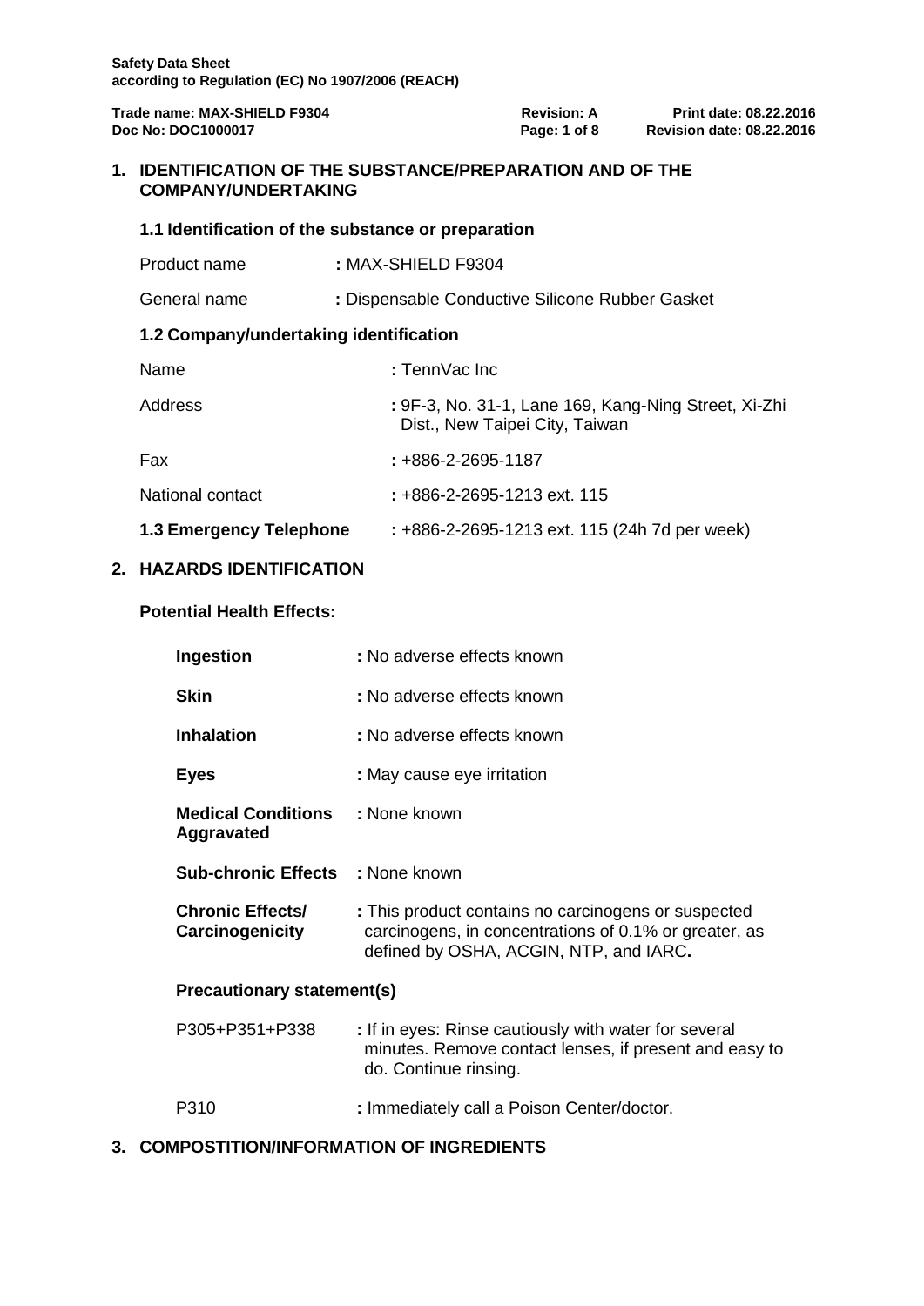**Safety Data Sheet**
**according to Regulation (EC) No 1907/2006 (REACH)**

| Trade name: MAX-SHIELD F9304 | Revision: A | Print date: 08.22.2016 |
|---|---|---|
| Doc No: DOC1000017 | Page: 1 of 8 | Revision date: 08.22.2016 |

## 1. IDENTIFICATION OF THE SUBSTANCE/PREPARATION AND OF THE COMPANY/UNDERTAKING

### 1.1 Identification of the substance or preparation

Product name : MAX-SHIELD F9304

General name : Dispensable Conductive Silicone Rubber Gasket

### 1.2 Company/undertaking identification

Name : TennVac Inc

Address : 9F-3, No. 31-1, Lane 169, Kang-Ning Street, Xi-Zhi Dist., New Taipei City, Taiwan

Fax : +886-2-2695-1187

National contact : +886-2-2695-1213 ext. 115

**1.3 Emergency Telephone** : +886-2-2695-1213 ext. 115 (24h 7d per week)

## 2. HAZARDS IDENTIFICATION

**Potential Health Effects:**

**Ingestion** : No adverse effects known

**Skin** : No adverse effects known

**Inhalation** : No adverse effects known

**Eyes** : May cause eye irritation

**Medical Conditions Aggravated** : None known

**Sub-chronic Effects** : None known

**Chronic Effects/ Carcinogenicity** : This product contains no carcinogens or suspected carcinogens, in concentrations of 0.1% or greater, as defined by OSHA, ACGIN, NTP, and IARC**.**

**Precautionary statement(s)**

P305+P351+P338 : If in eyes: Rinse cautiously with water for several minutes. Remove contact lenses, if present and easy to do. Continue rinsing.

P310 : Immediately call a Poison Center/doctor.

## 3. COMPOSTITION/INFORMATION OF INGREDIENTS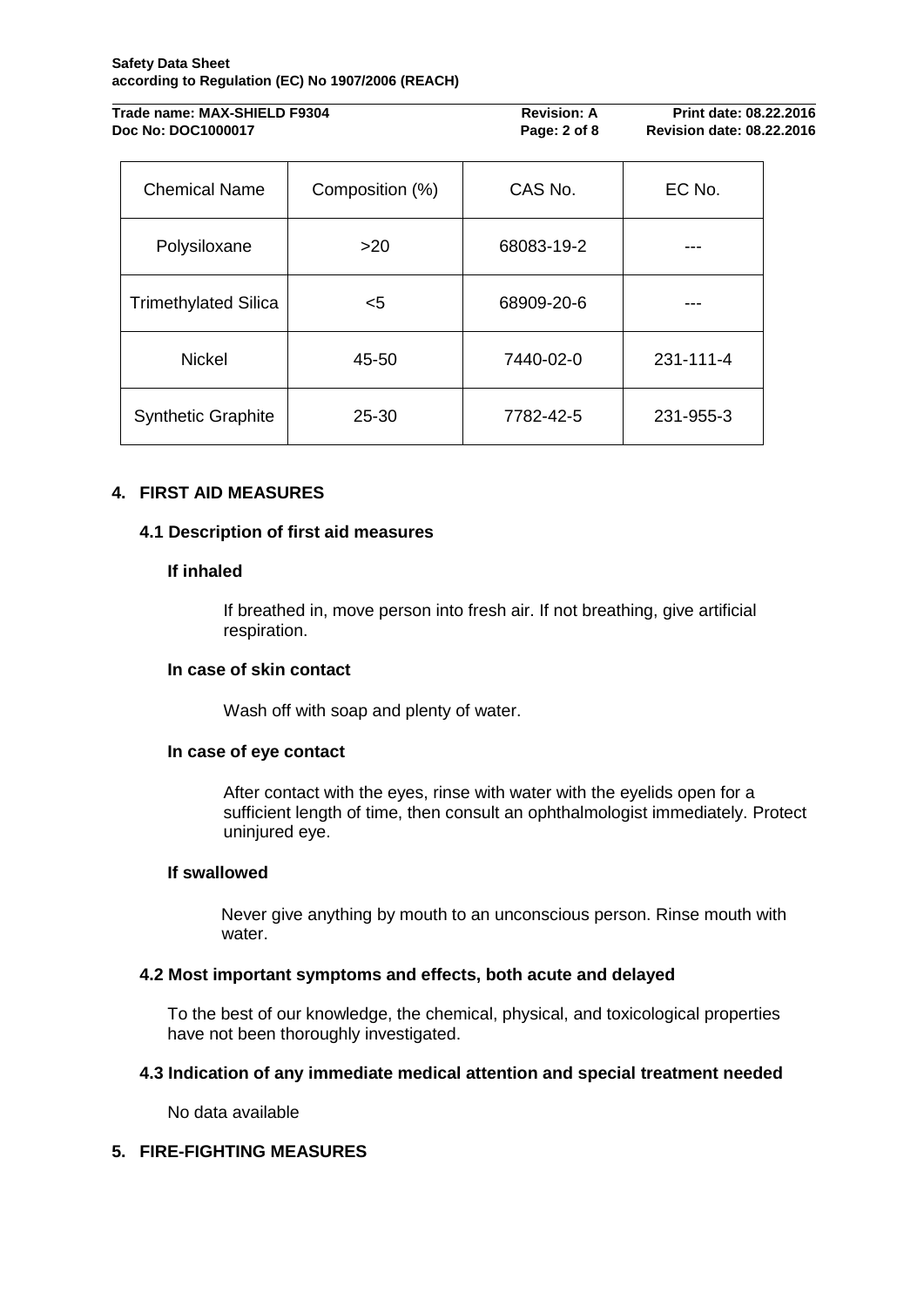| Chemical Name | Composition (%) | CAS No. | EC No. |
|---|---|---|---|
| Polysiloxane | >20 | 68083-19-2 | --- |
| Trimethylated Silica | <5 | 68909-20-6 | --- |
| Nickel | 45-50 | 7440-02-0 | 231-111-4 |
| Synthetic Graphite | 25-30 | 7782-42-5 | 231-955-3 |

## 4. FIRST AID MEASURES

### 4.1 Description of first aid measures

#### If inhaled

If breathed in, move person into fresh air. If not breathing, give artificial respiration.

#### In case of skin contact

Wash off with soap and plenty of water.

#### In case of eye contact

After contact with the eyes, rinse with water with the eyelids open for a sufficient length of time, then consult an ophthalmologist immediately. Protect uninjured eye.

#### If swallowed

Never give anything by mouth to an unconscious person. Rinse mouth with water.

### 4.2 Most important symptoms and effects, both acute and delayed

To the best of our knowledge, the chemical, physical, and toxicological properties have not been thoroughly investigated.

### 4.3 Indication of any immediate medical attention and special treatment needed

No data available

## 5. FIRE-FIGHTING MEASURES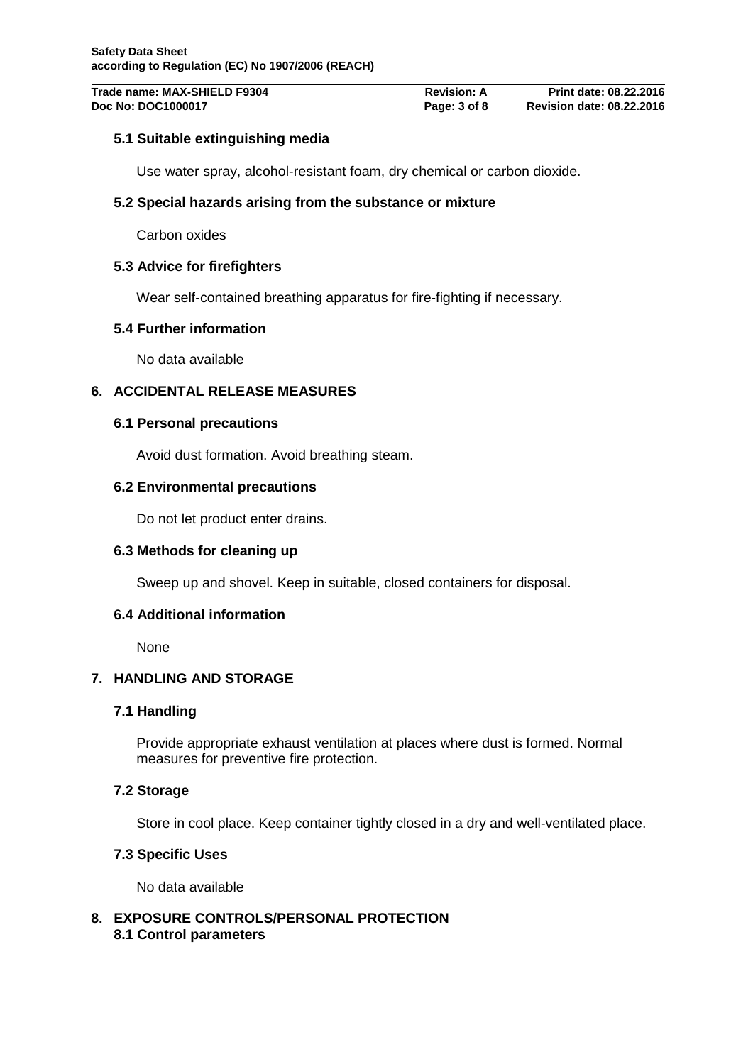### 5.1 Suitable extinguishing media

Use water spray, alcohol-resistant foam, dry chemical or carbon dioxide.

### 5.2 Special hazards arising from the substance or mixture

Carbon oxides

### 5.3 Advice for firefighters

Wear self-contained breathing apparatus for fire-fighting if necessary.

### 5.4 Further information

No data available

## 6. ACCIDENTAL RELEASE MEASURES

### 6.1 Personal precautions

Avoid dust formation. Avoid breathing steam.

### 6.2 Environmental precautions

Do not let product enter drains.

### 6.3 Methods for cleaning up

Sweep up and shovel. Keep in suitable, closed containers for disposal.

### 6.4 Additional information

None

## 7. HANDLING AND STORAGE

### 7.1 Handling

Provide appropriate exhaust ventilation at places where dust is formed. Normal measures for preventive fire protection.

### 7.2 Storage

Store in cool place. Keep container tightly closed in a dry and well-ventilated place.

### 7.3 Specific Uses

No data available

## 8. EXPOSURE CONTROLS/PERSONAL PROTECTION

### 8.1 Control parameters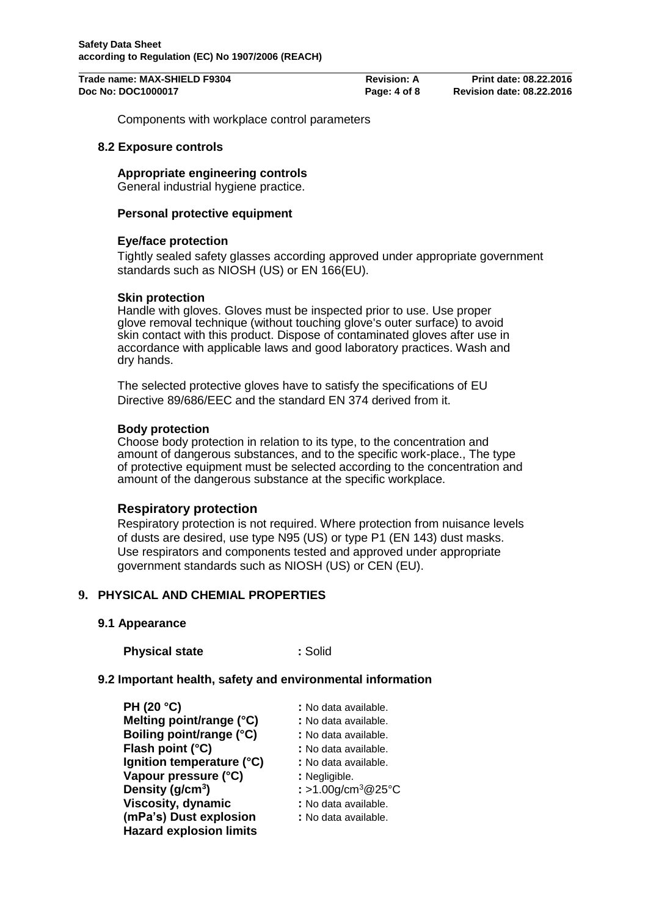Components with workplace control parameters

## 8.2 Exposure controls

### Appropriate engineering controls

General industrial hygiene practice.

### Personal protective equipment

### Eye/face protection

Tightly sealed safety glasses according approved under appropriate government standards such as NIOSH (US) or EN 166(EU).

### Skin protection

Handle with gloves. Gloves must be inspected prior to use. Use proper glove removal technique (without touching glove's outer surface) to avoid skin contact with this product. Dispose of contaminated gloves after use in accordance with applicable laws and good laboratory practices. Wash and dry hands.

The selected protective gloves have to satisfy the specifications of EU Directive 89/686/EEC and the standard EN 374 derived from it.

### Body protection

Choose body protection in relation to its type, to the concentration and amount of dangerous substances, and to the specific work-place., The type of protective equipment must be selected according to the concentration and amount of the dangerous substance at the specific workplace.

### Respiratory protection

Respiratory protection is not required. Where protection from nuisance levels of dusts are desired, use type N95 (US) or type P1 (EN 143) dust masks. Use respirators and components tested and approved under appropriate government standards such as NIOSH (US) or CEN (EU).

# 9. PHYSICAL AND CHEMIAL PROPERTIES

## 9.1 Appearance

**Physical state** : Solid

## 9.2 Important health, safety and environmental information

**PH (20 °C)** : No data available.
**Melting point/range (°C)** : No data available.
**Boiling point/range (°C)** : No data available.
**Flash point (°C)** : No data available.
**Ignition temperature (°C)** : No data available.
**Vapour pressure (°C)** : Negligible.
**Density (g/cm$^3$)** : >1.00g/cm$^3$@25°C
**Viscosity, dynamic (mPa's) Dust explosion** : No data available.
**Hazard explosion limits** : No data available.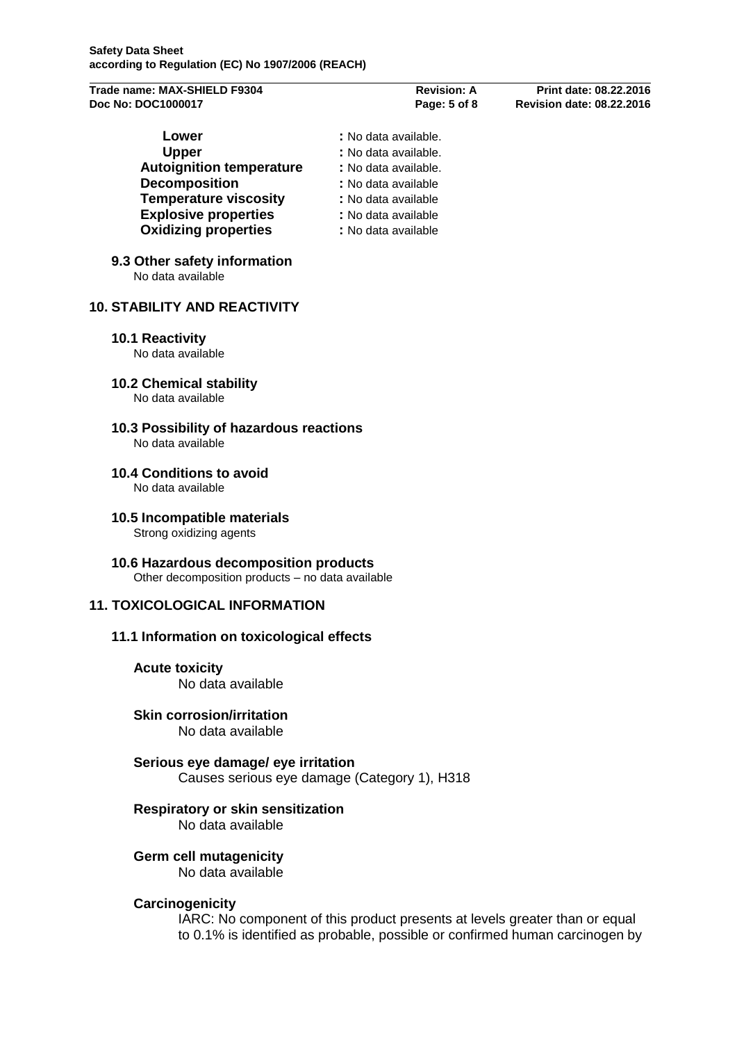| | |
|---|---|
| **Lower** | **:** No data available. |
| **Upper** | **:** No data available. |
| **Autoignition temperature** | **:** No data available. |
| **Decomposition** | **:** No data available |
| **Temperature viscosity** | **:** No data available |
| **Explosive properties** | **:** No data available |
| **Oxidizing properties** | **:** No data available |

### 9.3 Other safety information

No data available

## 10. STABILITY AND REACTIVITY

### 10.1 Reactivity

No data available

### 10.2 Chemical stability

No data available

### 10.3 Possibility of hazardous reactions

No data available

### 10.4 Conditions to avoid

No data available

### 10.5 Incompatible materials

Strong oxidizing agents

### 10.6 Hazardous decomposition products

Other decomposition products – no data available

## 11. TOXICOLOGICAL INFORMATION

### 11.1 Information on toxicological effects

**Acute toxicity**

No data available

**Skin corrosion/irritation**

No data available

**Serious eye damage/ eye irritation**

Causes serious eye damage (Category 1), H318

**Respiratory or skin sensitization**

No data available

**Germ cell mutagenicity**

No data available

**Carcinogenicity**

IARC: No component of this product presents at levels greater than or equal to 0.1% is identified as probable, possible or confirmed human carcinogen by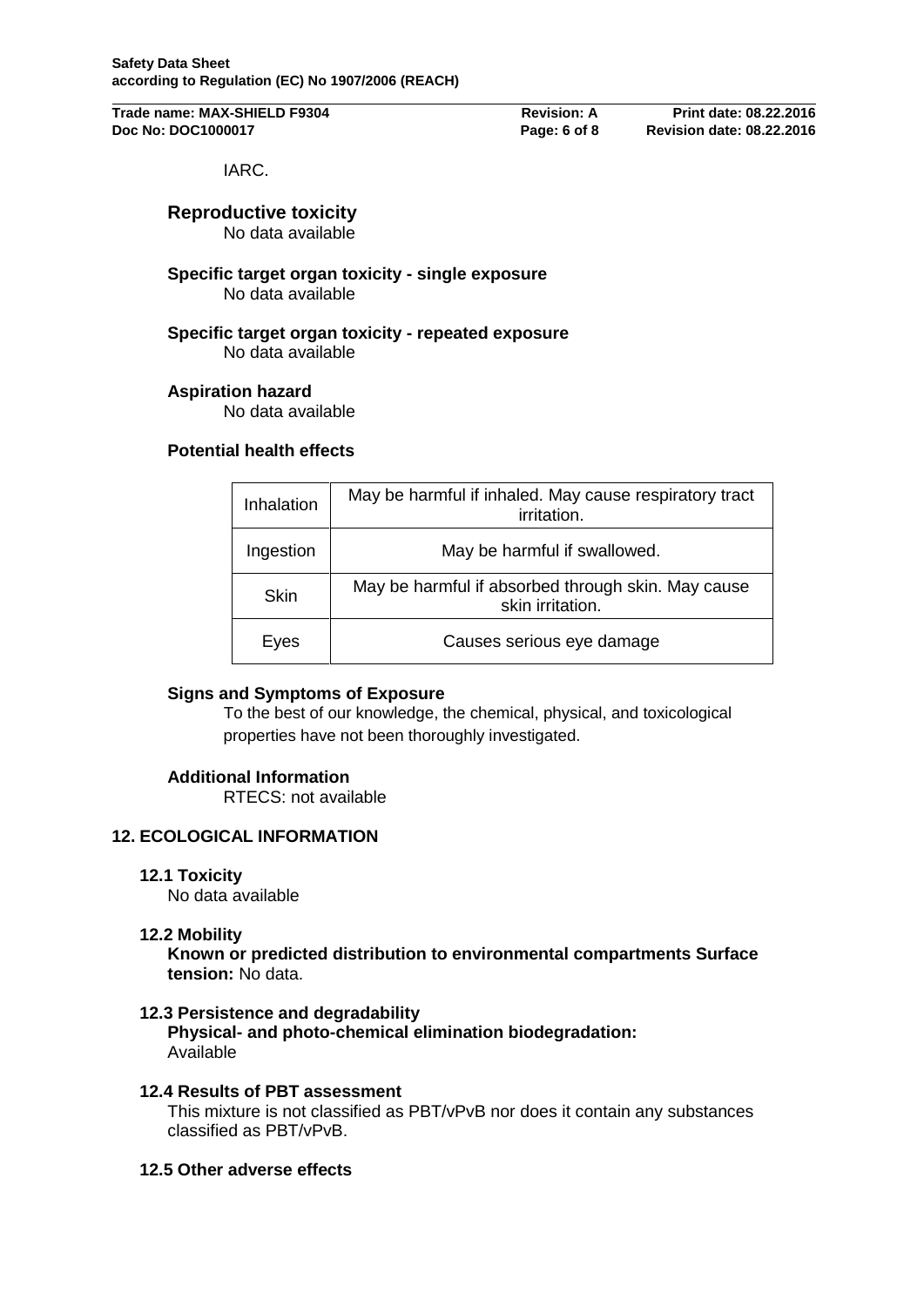IARC.

### Reproductive toxicity

No data available

### Specific target organ toxicity - single exposure

No data available

### Specific target organ toxicity - repeated exposure

No data available

### Aspiration hazard

No data available

### Potential health effects

| | |
|---|---|
| Inhalation | May be harmful if inhaled. May cause respiratory tract irritation. |
| Ingestion | May be harmful if swallowed. |
| Skin | May be harmful if absorbed through skin. May cause skin irritation. |
| Eyes | Causes serious eye damage |

### Signs and Symptoms of Exposure

To the best of our knowledge, the chemical, physical, and toxicological properties have not been thoroughly investigated.

### Additional Information

RTECS: not available

## 12. ECOLOGICAL INFORMATION

### 12.1 Toxicity

No data available

### 12.2 Mobility

**Known or predicted distribution to environmental compartments Surface tension:** No data.

### 12.3 Persistence and degradability

**Physical- and photo-chemical elimination biodegradation:**
Available

### 12.4 Results of PBT assessment

This mixture is not classified as PBT/vPvB nor does it contain any substances classified as PBT/vPvB.

### 12.5 Other adverse effects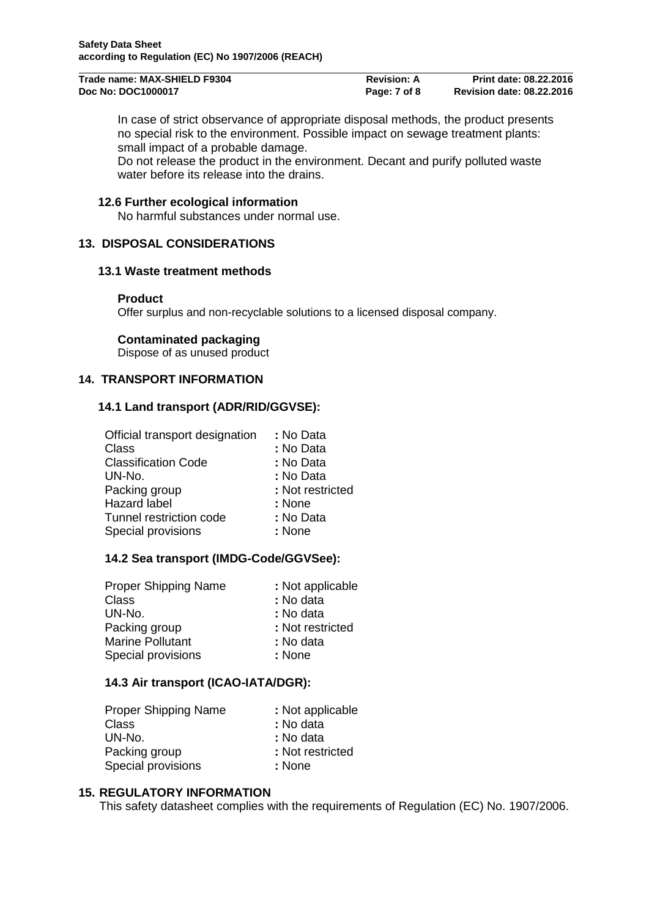In case of strict observance of appropriate disposal methods, the product presents no special risk to the environment. Possible impact on sewage treatment plants: small impact of a probable damage.
Do not release the product in the environment. Decant and purify polluted waste water before its release into the drains.

### 12.6 Further ecological information

No harmful substances under normal use.

## 13. DISPOSAL CONSIDERATIONS

### 13.1 Waste treatment methods

**Product**

Offer surplus and non-recyclable solutions to a licensed disposal company.

**Contaminated packaging**

Dispose of as unused product

## 14. TRANSPORT INFORMATION

### 14.1 Land transport (ADR/RID/GGVSE):

| | |
|---|---|
| Official transport designation | : No Data |
| Class | : No Data |
| Classification Code | : No Data |
| UN-No. | : No Data |
| Packing group | : Not restricted |
| Hazard label | : None |
| Tunnel restriction code | : No Data |
| Special provisions | : None |

### 14.2 Sea transport (IMDG-Code/GGVSee):

| | |
|---|---|
| Proper Shipping Name | : Not applicable |
| Class | : No data |
| UN-No. | : No data |
| Packing group | : Not restricted |
| Marine Pollutant | : No data |
| Special provisions | : None |

### 14.3 Air transport (ICAO-IATA/DGR):

| | |
|---|---|
| Proper Shipping Name | : Not applicable |
| Class | : No data |
| UN-No. | : No data |
| Packing group | : Not restricted |
| Special provisions | : None |

## 15. REGULATORY INFORMATION

This safety datasheet complies with the requirements of Regulation (EC) No. 1907/2006.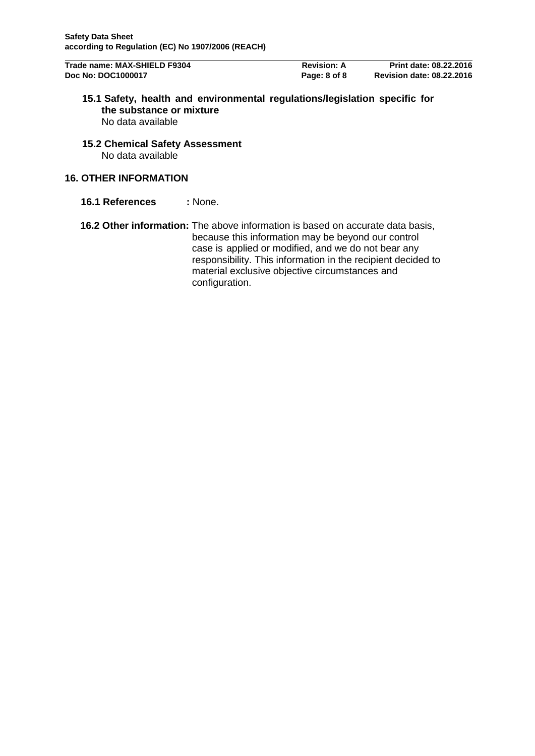### 15.1 Safety, health and environmental regulations/legislation specific for the substance or mixture

No data available

### 15.2 Chemical Safety Assessment

No data available

## 16. OTHER INFORMATION

**16.1 References** : None.

**16.2 Other information:** The above information is based on accurate data basis, because this information may be beyond our control case is applied or modified, and we do not bear any responsibility. This information in the recipient decided to material exclusive objective circumstances and configuration.